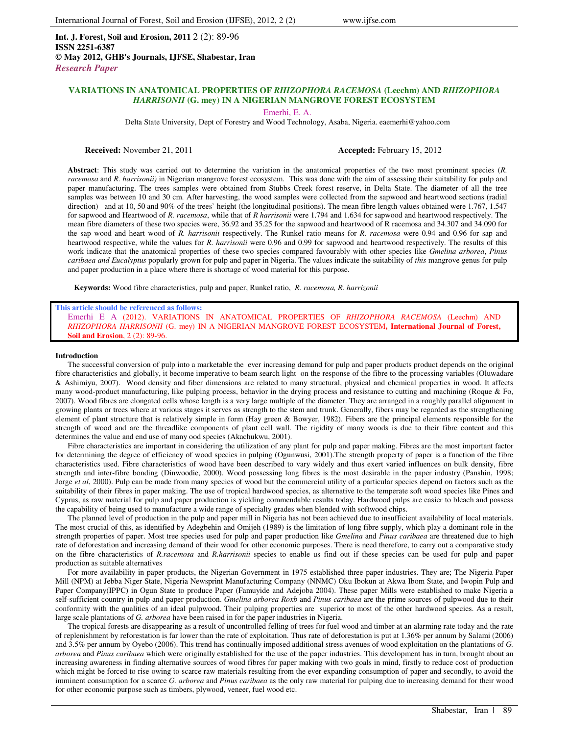**Int. J. Forest, Soil and Erosion, 2011** 2 (2): 89-96
**ISSN 2251-6387**
**© May 2012, GHB's Journals, IJFSE, Shabestar, Iran**
*Research Paper*

# VARIATIONS IN ANATOMICAL PROPERTIES OF *RHIZOPHORA RACEMOSA* (Leechm) AND *RHIZOPHORA HARRISONII* (G. mey) IN A NIGERIAN MANGROVE FOREST ECOSYSTEM

Emerhi, E. A.

Delta State University, Dept of Forestry and Wood Technology, Asaba, Nigeria. eaemerhi@yahoo.com

**Received:** November 21, 2011 **Accepted:** February 15, 2012

**Abstract**: This study was carried out to determine the variation in the anatomical properties of the two most prominent species (*R. racemosa* and *R. harrisonii)* in Nigerian mangrove forest ecosystem. This was done with the aim of assessing their suitability for pulp and paper manufacturing. The trees samples were obtained from Stubbs Creek forest reserve, in Delta State. The diameter of all the tree samples was between 10 and 30 cm. After harvesting, the wood samples were collected from the sapwood and heartwood sections (radial direction) and at 10, 50 and 90% of the trees' height (the longitudinal positions). The mean fibre length values obtained were 1.767, 1.547 for sapwood and Heartwood of *R. racemosa*, while that of *R harrisonii* were 1.794 and 1.634 for sapwood and heartwood respectively. The mean fibre diameters of these two species were, 36.92 and 35.25 for the sapwood and heartwood of R racemosa and 34.307 and 34.090 for the sap wood and heart wood of *R. harrisonii* respectively. The Runkel ratio means for *R. racemosa* were 0.94 and 0.96 for sap and heartwood respective, while the values for *R. harrisonii* were 0.96 and 0.99 for sapwood and heartwood respectively. The results of this work indicate that the anatomical properties of these two species compared favourably with other species like *Gmelina arborea*, *Pinus caribaea and Eucalyptus* popularly grown for pulp and paper in Nigeria. The values indicate the suitability of *this* mangrove genus for pulp and paper production in a place where there is shortage of wood material for this purpose.

**Keywords:** Wood fibre characteristics, pulp and paper, Runkel ratio, *R. racemosa, R. harrizonii*

**This article should be referenced as follows:**
Emerhi E A (2012). VARIATIONS IN ANATOMICAL PROPERTIES OF *RHIZOPHORA RACEMOSA* (Leechm) AND *RHIZOPHORA HARRISONII* (G. mey) IN A NIGERIAN MANGROVE FOREST ECOSYSTEM**, International Journal of Forest, Soil and Erosion**, 2 (2): 89-96.

## Introduction

The successful conversion of pulp into a marketable the ever increasing demand for pulp and paper products product depends on the original fibre characteristics and globally, it become imperative to beam search light on the response of the fibre to the processing variables (Oluwadare & Ashimiyu, 2007). Wood density and fiber dimensions are related to many structural, physical and chemical properties in wood. It affects many wood-product manufacturing, like pulping process, behavior in the drying process and resistance to cutting and machining (Roque & Fo, 2007). Wood fibres are elongated cells whose length is a very large multiple of the diameter. They are arranged in a roughly parallel alignment in growing plants or trees where at various stages it serves as strength to the stem and trunk. Generally, fibers may be regarded as the strengthening element of plant structure that is relatively simple in form (Hay green & Bowyer, 1982). Fibers are the principal elements responsible for the strength of wood and are the threadlike components of plant cell wall. The rigidity of many woods is due to their fibre content and this determines the value and end use of many ood species (Akachukwu, 2001).

Fibre characteristics are important in considering the utilization of any plant for pulp and paper making. Fibres are the most important factor for determining the degree of efficiency of wood species in pulping (Ogunwusi, 2001).The strength property of paper is a function of the fibre characteristics used. Fibre characteristics of wood have been described to vary widely and thus exert varied influences on bulk density, fibre strength and inter-fibre bonding (Dinwoodie, 2000). Wood possessing long fibres is the most desirable in the paper industry (Panshin, 1998; Jorge *et al*, 2000). Pulp can be made from many species of wood but the commercial utility of a particular species depend on factors such as the suitability of their fibres in paper making. The use of tropical hardwood species, as alternative to the temperate soft wood species like Pines and Cyprus, as raw material for pulp and paper production is yielding commendable results today. Hardwood pulps are easier to bleach and possess the capability of being used to manufacture a wide range of specialty grades when blended with softwood chips.

The planned level of production in the pulp and paper mill in Nigeria has not been achieved due to insufficient availability of local materials. The most crucial of this, as identified by Adegbehin and Omijeh (1989) is the limitation of long fibre supply, which play a dominant role in the strength properties of paper. Most tree species used for pulp and paper production like *Gmelina* and *Pinus caribaea* are threatened due to high rate of deforestation and increasing demand of their wood for other economic purposes. There is need therefore, to carry out a comparative study on the fibre characteristics of *R.racemosa* and *R.harrisonii* species to enable us find out if these species can be used for pulp and paper production as suitable alternatives

For more availability in paper products, the Nigerian Government in 1975 established three paper industries. They are; The Nigeria Paper Mill (NPM) at Jebba Niger State, Nigeria Newsprint Manufacturing Company (NNMC) Oku Ibokun at Akwa Ibom State, and Iwopin Pulp and Paper Company(IPPC) in Ogun State to produce Paper (Famuyide and Adejoba 2004). These paper Mills were established to make Nigeria a self-sufficient country in pulp and paper production. *Gmelina arborea Roxb* and *Pinus caribaea* are the prime sources of pulpwood due to their conformity with the qualities of an ideal pulpwood. Their pulping properties are superior to most of the other hardwood species. As a result, large scale plantations of *G. arborea* have been raised in for the paper industries in Nigeria.

The tropical forests are disappearing as a result of uncontrolled felling of trees for fuel wood and timber at an alarming rate today and the rate of replenishment by reforestation is far lower than the rate of exploitation. Thus rate of deforestation is put at 1.36% per annum by Salami (2006) and 3.5% per annum by Oyebo (2006). This trend has continually imposed additional stress avenues of wood exploitation on the plantations of *G. arborea* and *Pinus caribaea* which were originally established for the use of the paper industries. This development has in turn, brought about an increasing awareness in finding alternative sources of wood fibres for paper making with two goals in mind, firstly to reduce cost of production which might be forced to rise owing to scarce raw materials resulting from the ever expanding consumption of paper and secondly, to avoid the imminent consumption for a scarce *G. arborea* and *Pinus caribaea* as the only raw material for pulping due to increasing demand for their wood for other economic purpose such as timbers, plywood, veneer, fuel wood etc.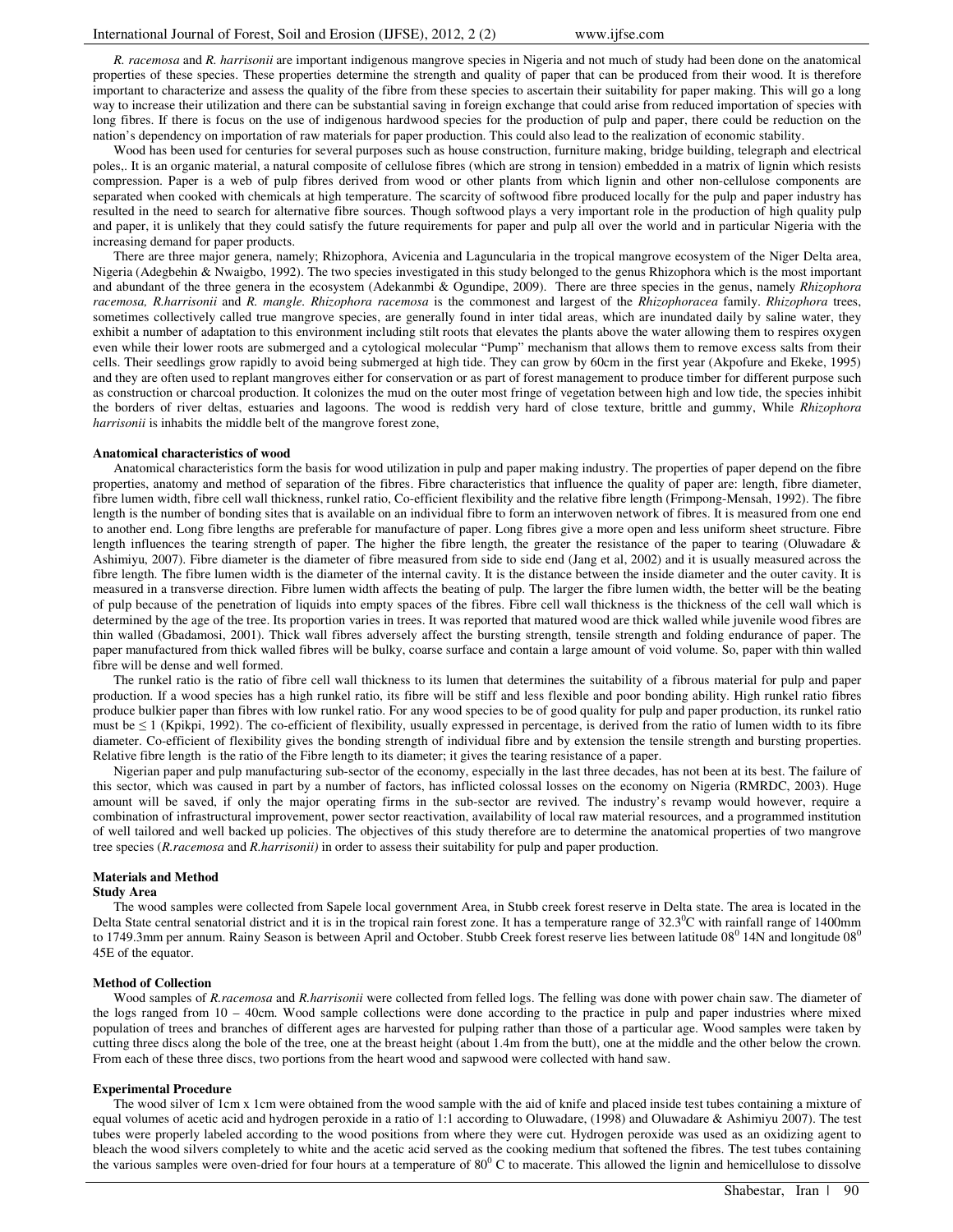*R. racemosa* and *R. harrisonii* are important indigenous mangrove species in Nigeria and not much of study had been done on the anatomical properties of these species. These properties determine the strength and quality of paper that can be produced from their wood. It is therefore important to characterize and assess the quality of the fibre from these species to ascertain their suitability for paper making. This will go a long way to increase their utilization and there can be substantial saving in foreign exchange that could arise from reduced importation of species with long fibres. If there is focus on the use of indigenous hardwood species for the production of pulp and paper, there could be reduction on the nation's dependency on importation of raw materials for paper production. This could also lead to the realization of economic stability.

Wood has been used for centuries for several purposes such as house construction, furniture making, bridge building, telegraph and electrical poles,. It is an organic material, a natural composite of cellulose fibres (which are strong in tension) embedded in a matrix of lignin which resists compression. Paper is a web of pulp fibres derived from wood or other plants from which lignin and other non-cellulose components are separated when cooked with chemicals at high temperature. The scarcity of softwood fibre produced locally for the pulp and paper industry has resulted in the need to search for alternative fibre sources. Though softwood plays a very important role in the production of high quality pulp and paper, it is unlikely that they could satisfy the future requirements for paper and pulp all over the world and in particular Nigeria with the increasing demand for paper products.

There are three major genera, namely; Rhizophora, Avicenia and Laguncularia in the tropical mangrove ecosystem of the Niger Delta area, Nigeria (Adegbehin & Nwaigbo, 1992). The two species investigated in this study belonged to the genus Rhizophora which is the most important and abundant of the three genera in the ecosystem (Adekanmbi & Ogundipe, 2009). There are three species in the genus, namely *Rhizophora racemosa, R.harrisonii* and *R. mangle*. *Rhizophora racemosa* is the commonest and largest of the *Rhizophoracea* family. *Rhizophora* trees, sometimes collectively called true mangrove species, are generally found in inter tidal areas, which are inundated daily by saline water, they exhibit a number of adaptation to this environment including stilt roots that elevates the plants above the water allowing them to respires oxygen even while their lower roots are submerged and a cytological molecular "Pump" mechanism that allows them to remove excess salts from their cells. Their seedlings grow rapidly to avoid being submerged at high tide. They can grow by 60cm in the first year (Akpofure and Ekeke, 1995) and they are often used to replant mangroves either for conservation or as part of forest management to produce timber for different purpose such as construction or charcoal production. It colonizes the mud on the outer most fringe of vegetation between high and low tide, the species inhibit the borders of river deltas, estuaries and lagoons. The wood is reddish very hard of close texture, brittle and gummy, While *Rhizophora harrisonii* is inhabits the middle belt of the mangrove forest zone,

### Anatomical characteristics of wood

Anatomical characteristics form the basis for wood utilization in pulp and paper making industry. The properties of paper depend on the fibre properties, anatomy and method of separation of the fibres. Fibre characteristics that influence the quality of paper are: length, fibre diameter, fibre lumen width, fibre cell wall thickness, runkel ratio, Co-efficient flexibility and the relative fibre length (Frimpong-Mensah, 1992). The fibre length is the number of bonding sites that is available on an individual fibre to form an interwoven network of fibres. It is measured from one end to another end. Long fibre lengths are preferable for manufacture of paper. Long fibres give a more open and less uniform sheet structure. Fibre length influences the tearing strength of paper. The higher the fibre length, the greater the resistance of the paper to tearing (Oluwadare & Ashimiyu, 2007). Fibre diameter is the diameter of fibre measured from side to side end (Jang et al, 2002) and it is usually measured across the fibre length. The fibre lumen width is the diameter of the internal cavity. It is the distance between the inside diameter and the outer cavity. It is measured in a transverse direction. Fibre lumen width affects the beating of pulp. The larger the fibre lumen width, the better will be the beating of pulp because of the penetration of liquids into empty spaces of the fibres. Fibre cell wall thickness is the thickness of the cell wall which is determined by the age of the tree. Its proportion varies in trees. It was reported that matured wood are thick walled while juvenile wood fibres are thin walled (Gbadamosi, 2001). Thick wall fibres adversely affect the bursting strength, tensile strength and folding endurance of paper. The paper manufactured from thick walled fibres will be bulky, coarse surface and contain a large amount of void volume. So, paper with thin walled fibre will be dense and well formed.

The runkel ratio is the ratio of fibre cell wall thickness to its lumen that determines the suitability of a fibrous material for pulp and paper production. If a wood species has a high runkel ratio, its fibre will be stiff and less flexible and poor bonding ability. High runkel ratio fibres produce bulkier paper than fibres with low runkel ratio. For any wood species to be of good quality for pulp and paper production, its runkel ratio must be $\leq 1$ (Kpikpi, 1992). The co-efficient of flexibility, usually expressed in percentage, is derived from the ratio of lumen width to its fibre diameter. Co-efficient of flexibility gives the bonding strength of individual fibre and by extension the tensile strength and bursting properties. Relative fibre length is the ratio of the Fibre length to its diameter; it gives the tearing resistance of a paper.

Nigerian paper and pulp manufacturing sub-sector of the economy, especially in the last three decades, has not been at its best. The failure of this sector, which was caused in part by a number of factors, has inflicted colossal losses on the economy on Nigeria (RMRDC, 2003). Huge amount will be saved, if only the major operating firms in the sub-sector are revived. The industry's revamp would however, require a combination of infrastructural improvement, power sector reactivation, availability of local raw material resources, and a programmed institution of well tailored and well backed up policies. The objectives of this study therefore are to determine the anatomical properties of two mangrove tree species (*R.racemosa* and *R.harrisonii)* in order to assess their suitability for pulp and paper production.

## Materials and Method

### Study Area

The wood samples were collected from Sapele local government Area, in Stubb creek forest reserve in Delta state. The area is located in the Delta State central senatorial district and it is in the tropical rain forest zone. It has a temperature range of 32.3$^0$C with rainfall range of 1400mm to 1749.3mm per annum. Rainy Season is between April and October. Stubb Creek forest reserve lies between latitude 08$^0$ 14N and longitude 08$^0$ 45E of the equator.

### Method of Collection

Wood samples of *R.racemosa* and *R.harrisonii* were collected from felled logs. The felling was done with power chain saw. The diameter of the logs ranged from 10 – 40cm. Wood sample collections were done according to the practice in pulp and paper industries where mixed population of trees and branches of different ages are harvested for pulping rather than those of a particular age. Wood samples were taken by cutting three discs along the bole of the tree, one at the breast height (about 1.4m from the butt), one at the middle and the other below the crown. From each of these three discs, two portions from the heart wood and sapwood were collected with hand saw.

### Experimental Procedure

The wood silver of 1cm x 1cm were obtained from the wood sample with the aid of knife and placed inside test tubes containing a mixture of equal volumes of acetic acid and hydrogen peroxide in a ratio of 1:1 according to Oluwadare, (1998) and Oluwadare & Ashimiyu 2007). The test tubes were properly labeled according to the wood positions from where they were cut. Hydrogen peroxide was used as an oxidizing agent to bleach the wood silvers completely to white and the acetic acid served as the cooking medium that softened the fibres. The test tubes containing the various samples were oven-dried for four hours at a temperature of 80$^0$ C to macerate. This allowed the lignin and hemicellulose to dissolve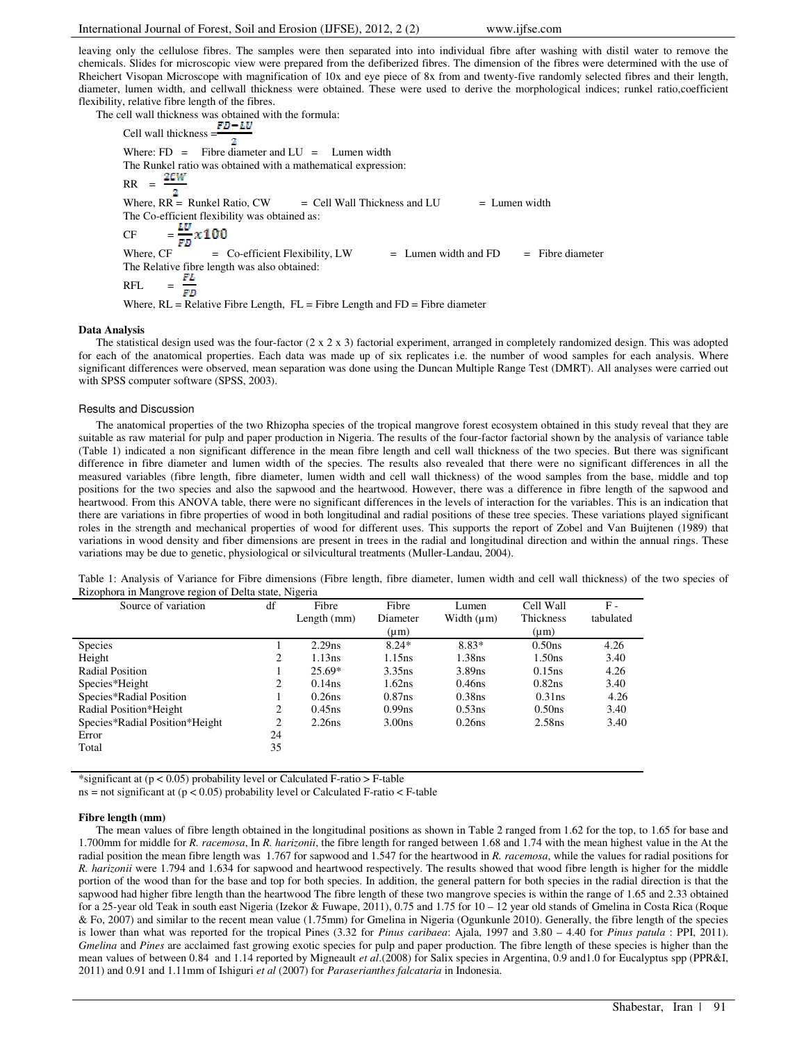leaving only the cellulose fibres. The samples were then separated into into individual fibre after washing with distil water to remove the chemicals. Slides for microscopic view were prepared from the defiberized fibres. The dimension of the fibres were determined with the use of Rheichert Visopan Microscope with magnification of 10x and eye piece of 8x from and twenty-five randomly selected fibres and their length, diameter, lumen width, and cellwall thickness were obtained. These were used to derive the morphological indices; runkel ratio,coefficient flexibility, relative fibre length of the fibres.

The cell wall thickness was obtained with the formula:

Cell wall thickness $= \frac{FD - LU}{2}$

Where: FD = Fibre diameter and LU = Lumen width

The Runkel ratio was obtained with a mathematical expression:

RR $= \frac{2CW}{2}$

Where, RR = Runkel Ratio, CW = Cell Wall Thickness and LU = Lumen width

The Co-efficient flexibility was obtained as:

CF $= \frac{LU}{FD} x 100$

Where, CF = Co-efficient Flexibility, LW = Lumen width and FD = Fibre diameter

The Relative fibre length was also obtained:

RFL $= \frac{FL}{FD}$

Where, RL = Relative Fibre Length, FL = Fibre Length and FD = Fibre diameter

**Data Analysis**

The statistical design used was the four-factor (2 x 2 x 3) factorial experiment, arranged in completely randomized design. This was adopted for each of the anatomical properties. Each data was made up of six replicates i.e. the number of wood samples for each analysis. Where significant differences were observed, mean separation was done using the Duncan Multiple Range Test (DMRT). All analyses were carried out with SPSS computer software (SPSS, 2003).

## Results and Discussion

The anatomical properties of the two Rhizopha species of the tropical mangrove forest ecosystem obtained in this study reveal that they are suitable as raw material for pulp and paper production in Nigeria. The results of the four-factor factorial shown by the analysis of variance table (Table 1) indicated a non significant difference in the mean fibre length and cell wall thickness of the two species. But there was significant difference in fibre diameter and lumen width of the species. The results also revealed that there were no significant differences in all the measured variables (fibre length, fibre diameter, lumen width and cell wall thickness) of the wood samples from the base, middle and top positions for the two species and also the sapwood and the heartwood. However, there was a difference in fibre length of the sapwood and heartwood. From this ANOVA table, there were no significant differences in the levels of interaction for the variables. This is an indication that there are variations in fibre properties of wood in both longitudinal and radial positions of these tree species. These variations played significant roles in the strength and mechanical properties of wood for different uses. This supports the report of Zobel and Van Buijtenen (1989) that variations in wood density and fiber dimensions are present in trees in the radial and longitudinal direction and within the annual rings. These variations may be due to genetic, physiological or silvicultural treatments (Muller-Landau, 2004).

Table 1: Analysis of Variance for Fibre dimensions (Fibre length, fibre diameter, lumen width and cell wall thickness) of the two species of Rizophora in Mangrove region of Delta state, Nigeria

| Source of variation | df | Fibre Length (mm) | Fibre Diameter (µm) | Lumen Width (µm) | Cell Wall Thickness (µm) | F - tabulated |
|---|---|---|---|---|---|---|
| Species | 1 | 2.29ns | 8.24* | 8.83* | 0.50ns | 4.26 |
| Height | 2 | 1.13ns | 1.15ns | 1.38ns | 1.50ns | 3.40 |
| Radial Position | 1 | 25.69* | 3.35ns | 3.89ns | 0.15ns | 4.26 |
| Species*Height | 2 | 0.14ns | 1.62ns | 0.46ns | 0.82ns | 3.40 |
| Species*Radial Position | 1 | 0.26ns | 0.87ns | 0.38ns | 0.31ns | 4.26 |
| Radial Position*Height | 2 | 0.45ns | 0.99ns | 0.53ns | 0.50ns | 3.40 |
| Species*Radial Position*Height | 2 | 2.26ns | 3.00ns | 0.26ns | 2.58ns | 3.40 |
| Error | 24 | | | | | |
| Total | 35 | | | | | |

*significant at ($p < 0.05$) probability level or Calculated F-ratio > F-table

ns = not significant at ($p < 0.05$) probability level or Calculated F-ratio < F-table

**Fibre length (mm)**

The mean values of fibre length obtained in the longitudinal positions as shown in Table 2 ranged from 1.62 for the top, to 1.65 for base and 1.700mm for middle for *R. racemosa*, In *R. harizonii*, the fibre length for ranged between 1.68 and 1.74 with the mean highest value in the At the radial position the mean fibre length was 1.767 for sapwood and 1.547 for the heartwood in *R. racemosa*, while the values for radial positions for *R. harizonii* were 1.794 and 1.634 for sapwood and heartwood respectively. The results showed that wood fibre length is higher for the middle portion of the wood than for the base and top for both species. In addition, the general pattern for both species in the radial direction is that the sapwood had higher fibre length than the heartwood The fibre length of these two mangrove species is within the range of 1.65 and 2.33 obtained for a 25-year old Teak in south east Nigeria (Izekor & Fuwape, 2011), 0.75 and 1.75 for 10 – 12 year old stands of Gmelina in Costa Rica (Roque & Fo, 2007) and similar to the recent mean value (1.75mm) for Gmelina in Nigeria (Ogunkunle 2010). Generally, the fibre length of the species is lower than what was reported for the tropical Pines (3.32 for *Pinus caribaea*: Ajala, 1997 and 3.80 – 4.40 for *Pinus patula* : PPI, 2011). *Gmelina* and *Pines* are acclaimed fast growing exotic species for pulp and paper production. The fibre length of these species is higher than the mean values of between 0.84 and 1.14 reported by Migneault *et al*.(2008) for Salix species in Argentina, 0.9 and1.0 for Eucalyptus spp (PPR&I, 2011) and 0.91 and 1.11mm of Ishiguri *et al* (2007) for *Paraserianthes falcataria* in Indonesia.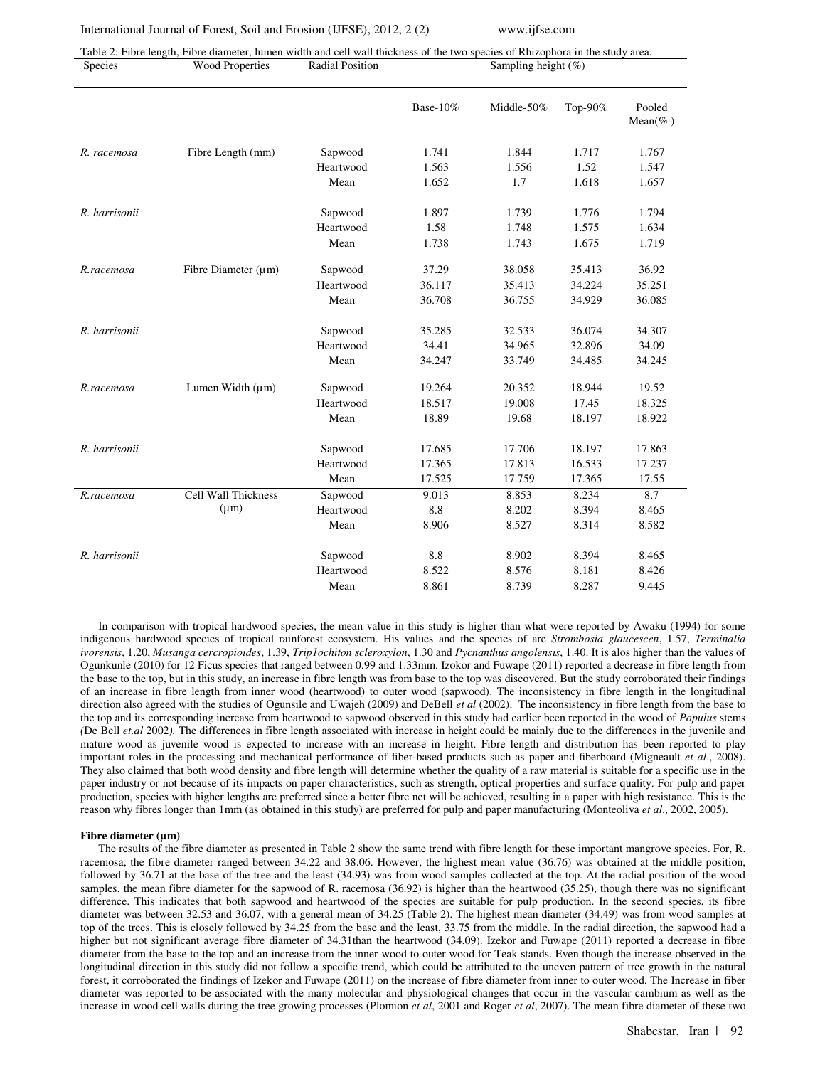Table 2: Fibre length, Fibre diameter, lumen width and cell wall thickness of the two species of Rhizophora in the study area.

| Species | Wood Properties | Radial Position | Sampling height (%) | | | |
|---|---|---|---|---|---|---|
| | | | Base-10% | Middle-50% | Top-90% | Pooled Mean(% ) |
| *R. racemosa* | Fibre Length (mm) | Sapwood | 1.741 | 1.844 | 1.717 | 1.767 |
| | | Heartwood | 1.563 | 1.556 | 1.52 | 1.547 |
| | | Mean | 1.652 | 1.7 | 1.618 | 1.657 |
| *R. harrisonii* | | Sapwood | 1.897 | 1.739 | 1.776 | 1.794 |
| | | Heartwood | 1.58 | 1.748 | 1.575 | 1.634 |
| | | Mean | 1.738 | 1.743 | 1.675 | 1.719 |
| *R.racemosa* | Fibre Diameter (µm) | Sapwood | 37.29 | 38.058 | 35.413 | 36.92 |
| | | Heartwood | 36.117 | 35.413 | 34.224 | 35.251 |
| | | Mean | 36.708 | 36.755 | 34.929 | 36.085 |
| *R. harrisonii* | | Sapwood | 35.285 | 32.533 | 36.074 | 34.307 |
| | | Heartwood | 34.41 | 34.965 | 32.896 | 34.09 |
| | | Mean | 34.247 | 33.749 | 34.485 | 34.245 |
| *R.racemosa* | Lumen Width (µm) | Sapwood | 19.264 | 20.352 | 18.944 | 19.52 |
| | | Heartwood | 18.517 | 19.008 | 17.45 | 18.325 |
| | | Mean | 18.89 | 19.68 | 18.197 | 18.922 |
| *R. harrisonii* | | Sapwood | 17.685 | 17.706 | 18.197 | 17.863 |
| | | Heartwood | 17.365 | 17.813 | 16.533 | 17.237 |
| | | Mean | 17.525 | 17.759 | 17.365 | 17.55 |
| *R.racemosa* | Cell Wall Thickness (µm) | Sapwood | 9.013 | 8.853 | 8.234 | 8.7 |
| | | Heartwood | 8.8 | 8.202 | 8.394 | 8.465 |
| | | Mean | 8.906 | 8.527 | 8.314 | 8.582 |
| *R. harrisonii* | | Sapwood | 8.8 | 8.902 | 8.394 | 8.465 |
| | | Heartwood | 8.522 | 8.576 | 8.181 | 8.426 |
| | | Mean | 8.861 | 8.739 | 8.287 | 9.445 |

In comparison with tropical hardwood species, the mean value in this study is higher than what were reported by Awaku (1994) for some indigenous hardwood species of tropical rainforest ecosystem. His values and the species of are *Strombosia glaucescen*, 1.57, *Terminalia ivorensis*, 1.20, *Musanga cercropioides*, 1.39, *Trip1ochiton scleroxylon*, 1.30 and *Pycnanthus angolensis*, 1.40. It is alos higher than the values of Ogunkunle (2010) for 12 Ficus species that ranged between 0.99 and 1.33mm. Izokor and Fuwape (2011) reported a decrease in fibre length from the base to the top, but in this study, an increase in fibre length was from base to the top was discovered. But the study corroborated their findings of an increase in fibre length from inner wood (heartwood) to outer wood (sapwood). The inconsistency in fibre length in the longitudinal direction also agreed with the studies of Ogunsile and Uwajeh (2009) and DeBell *et al* (2002). The inconsistency in fibre length from the base to the top and its corresponding increase from heartwood to sapwood observed in this study had earlier been reported in the wood of *Populus* stems *(*De Bell *et.al* 2002*)*. The differences in fibre length associated with increase in height could be mainly due to the differences in the juvenile and mature wood as juvenile wood is expected to increase with an increase in height. Fibre length and distribution has been reported to play important roles in the processing and mechanical performance of fiber-based products such as paper and fiberboard (Migneault *et al*., 2008). They also claimed that both wood density and fibre length will determine whether the quality of a raw material is suitable for a specific use in the paper industry or not because of its impacts on paper characteristics, such as strength, optical properties and surface quality. For pulp and paper production, species with higher lengths are preferred since a better fibre net will be achieved, resulting in a paper with high resistance. This is the reason why fibres longer than 1mm (as obtained in this study) are preferred for pulp and paper manufacturing (Monteoliva *et al*., 2002, 2005).

**Fibre diameter (µm)**

The results of the fibre diameter as presented in Table 2 show the same trend with fibre length for these important mangrove species. For, R. racemosa, the fibre diameter ranged between 34.22 and 38.06. However, the highest mean value (36.76) was obtained at the middle position, followed by 36.71 at the base of the tree and the least (34.93) was from wood samples collected at the top. At the radial position of the wood samples, the mean fibre diameter for the sapwood of R. racemosa (36.92) is higher than the heartwood (35.25), though there was no significant difference. This indicates that both sapwood and heartwood of the species are suitable for pulp production. In the second species, its fibre diameter was between 32.53 and 36.07, with a general mean of 34.25 (Table 2). The highest mean diameter (34.49) was from wood samples at top of the trees. This is closely followed by 34.25 from the base and the least, 33.75 from the middle. In the radial direction, the sapwood had a higher but not significant average fibre diameter of 34.31than the heartwood (34.09). Izekor and Fuwape (2011) reported a decrease in fibre diameter from the base to the top and an increase from the inner wood to outer wood for Teak stands. Even though the increase observed in the longitudinal direction in this study did not follow a specific trend, which could be attributed to the uneven pattern of tree growth in the natural forest, it corroborated the findings of Izekor and Fuwape (2011) on the increase of fibre diameter from inner to outer wood. The Increase in fiber diameter was reported to be associated with the many molecular and physiological changes that occur in the vascular cambium as well as the increase in wood cell walls during the tree growing processes (Plomion *et al*, 2001 and Roger *et al*, 2007). The mean fibre diameter of these two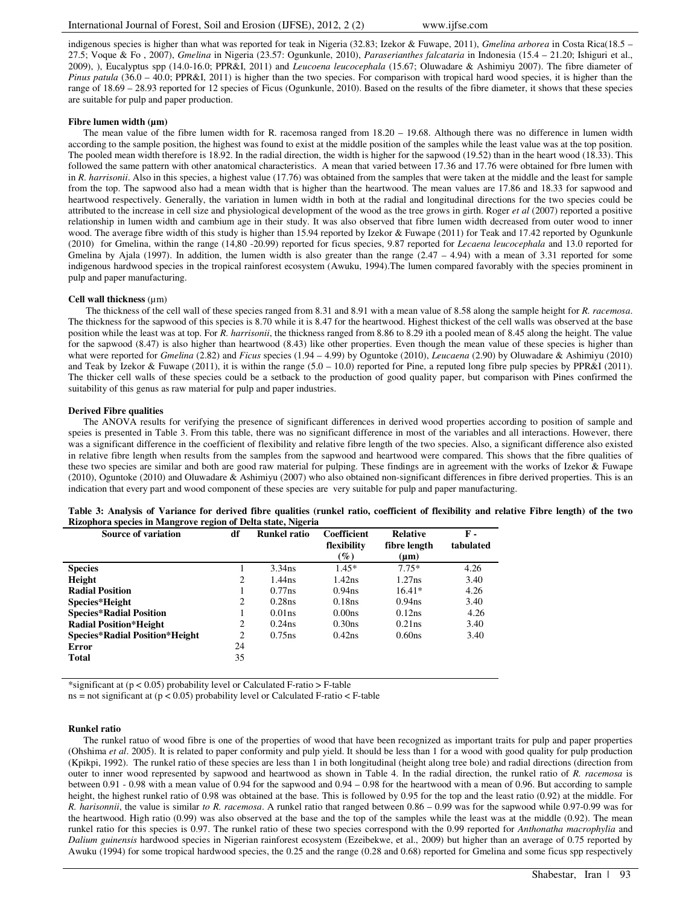indigenous species is higher than what was reported for teak in Nigeria (32.83; Izekor & Fuwape, 2011), *Gmelina arborea* in Costa Rica(18.5 – 27.5; Voque & Fo , 2007), *Gmelina* in Nigeria (23.57: Ogunkunle, 2010), *Paraserianthes falcataria* in Indonesia (15.4 – 21.20; Ishiguri et al., 2009), ), Eucalyptus spp (14.0-16.0; PPR&I, 2011) and *Leucoena leucocephala* (15.67; Oluwadare & Ashimiyu 2007). The fibre diameter of *Pinus patula* (36.0 – 40.0; PPR&I, 2011) is higher than the two species. For comparison with tropical hard wood species, it is higher than the range of 18.69 – 28.93 reported for 12 species of Ficus (Ogunkunle, 2010). Based on the results of the fibre diameter, it shows that these species are suitable for pulp and paper production.

#### Fibre lumen width (µm)

The mean value of the fibre lumen width for R. racemosa ranged from 18.20 – 19.68. Although there was no difference in lumen width according to the sample position, the highest was found to exist at the middle position of the samples while the least value was at the top position. The pooled mean width therefore is 18.92. In the radial direction, the width is higher for the sapwood (19.52) than in the heart wood (18.33). This followed the same pattern with other anatomical characteristics. A mean that varied between 17.36 and 17.76 were obtained for fbre lumen with in *R. harrisonii*. Also in this species, a highest value (17.76) was obtained from the samples that were taken at the middle and the least for sample from the top. The sapwood also had a mean width that is higher than the heartwood. The mean values are 17.86 and 18.33 for sapwood and heartwood respectively. Generally, the variation in lumen width in both at the radial and longitudinal directions for the two species could be attributed to the increase in cell size and physiological development of the wood as the tree grows in girth. Roger *et al* (2007) reported a positive relationship in lumen width and cambium age in their study. It was also observed that fibre lumen width decreased from outer wood to inner wood. The average fibre width of this study is higher than 15.94 reported by Izekor & Fuwape (2011) for Teak and 17.42 reported by Ogunkunle (2010) for Gmelina, within the range (14,80 -20.99) reported for ficus species, 9.87 reported for *Lecaena leucocephala* and 13.0 reported for Gmelina by Ajala (1997). In addition, the lumen width is also greater than the range (2.47 – 4.94) with a mean of 3.31 reported for some indigenous hardwood species in the tropical rainforest ecosystem (Awuku, 1994).The lumen compared favorably with the species prominent in pulp and paper manufacturing.

#### Cell wall thickness (µm)

The thickness of the cell wall of these species ranged from 8.31 and 8.91 with a mean value of 8.58 along the sample height for *R. racemosa*. The thickness for the sapwood of this species is 8.70 while it is 8.47 for the heartwood. Highest thickest of the cell walls was observed at the base position while the least was at top. For *R. harrisonii*, the thickness ranged from 8.86 to 8.29 ith a pooled mean of 8.45 along the height. The value for the sapwood (8.47) is also higher than heartwood (8.43) like other properties. Even though the mean value of these species is higher than what were reported for *Gmelina* (2.82) and *Ficus* species (1.94 – 4.99) by Oguntoke (2010), *Leucaena* (2.90) by Oluwadare & Ashimiyu (2010) and Teak by Izekor & Fuwape (2011), it is within the range (5.0 – 10.0) reported for Pine, a reputed long fibre pulp species by PPR&I (2011). The thicker cell walls of these species could be a setback to the production of good quality paper, but comparison with Pines confirmed the suitability of this genus as raw material for pulp and paper industries.

#### Derived Fibre qualities

The ANOVA results for verifying the presence of significant differences in derived wood properties according to position of sample and speies is presented in Table 3. From this table, there was no significant difference in most of the variables and all interactions. However, there was a significant difference in the coefficient of flexibility and relative fibre length of the two species. Also, a significant difference also existed in relative fibre length when results from the samples from the sapwood and heartwood were compared. This shows that the fibre qualities of these two species are similar and both are good raw material for pulping. These findings are in agreement with the works of Izekor & Fuwape (2010), Oguntoke (2010) and Oluwadare & Ashimiyu (2007) who also obtained non-significant differences in fibre derived properties. This is an indication that every part and wood component of these species are very suitable for pulp and paper manufacturing.

**Table 3: Analysis of Variance for derived fibre qualities (runkel ratio, coefficient of flexibility and relative Fibre length) of the two Rizophora species in Mangrove region of Delta state, Nigeria**

| Source of variation | df | Runkel ratio | Coefficient flexibility (%) | Relative fibre length (µm) | F - tabulated |
|---|---|---|---|---|---|
| **Species** | 1 | 3.34ns | 1.45* | 7.75* | 4.26 |
| **Height** | 2 | 1.44ns | 1.42ns | 1.27ns | 3.40 |
| **Radial Position** | 1 | 0.77ns | 0.94ns | 16.41* | 4.26 |
| **Species*Height** | 2 | 0.28ns | 0.18ns | 0.94ns | 3.40 |
| **Species*Radial Position** | 1 | 0.01ns | 0.00ns | 0.12ns | 4.26 |
| **Radial Position*Height** | 2 | 0.24ns | 0.30ns | 0.21ns | 3.40 |
| **Species*Radial Position*Height** | 2 | 0.75ns | 0.42ns | 0.60ns | 3.40 |
| **Error** | 24 | | | | |
| **Total** | 35 | | | | |

*significant at ($p < 0.05$) probability level or Calculated F-ratio > F-table

ns = not significant at ($p < 0.05$) probability level or Calculated F-ratio < F-table

#### Runkel ratio

The runkel ratuo of wood fibre is one of the properties of wood that have been recognized as important traits for pulp and paper properties (Ohshima *et al*. 2005). It is related to paper conformity and pulp yield. It should be less than 1 for a wood with good quality for pulp production (Kpikpi, 1992). The runkel ratio of these species are less than 1 in both longitudinal (height along tree bole) and radial directions (direction from outer to inner wood represented by sapwood and heartwood as shown in Table 4. In the radial direction, the runkel ratio of *R. racemosa* is between 0.91 - 0.98 with a mean value of 0.94 for the sapwood and 0.94 – 0.98 for the heartwood with a mean of 0.96. But according to sample height, the highest runkel ratio of 0.98 was obtained at the base. This is followed by 0.95 for the top and the least ratio (0.92) at the middle. For *R. harisonnii*, the value is similar *to R. racemosa*. A runkel ratio that ranged between 0.86 – 0.99 was for the sapwood while 0.97-0.99 was for the heartwood. High ratio (0.99) was also observed at the base and the top of the samples while the least was at the middle (0.92). The mean runkel ratio for this species is 0.97. The runkel ratio of these two species correspond with the 0.99 reported for *Anthonatha macrophylia* and *Dalium guinensis* hardwood species in Nigerian rainforest ecosystem (Ezeibekwe, et al., 2009) but higher than an average of 0.75 reported by Awuku (1994) for some tropical hardwood species, the 0.25 and the range (0.28 and 0.68) reported for Gmelina and some ficus spp respectively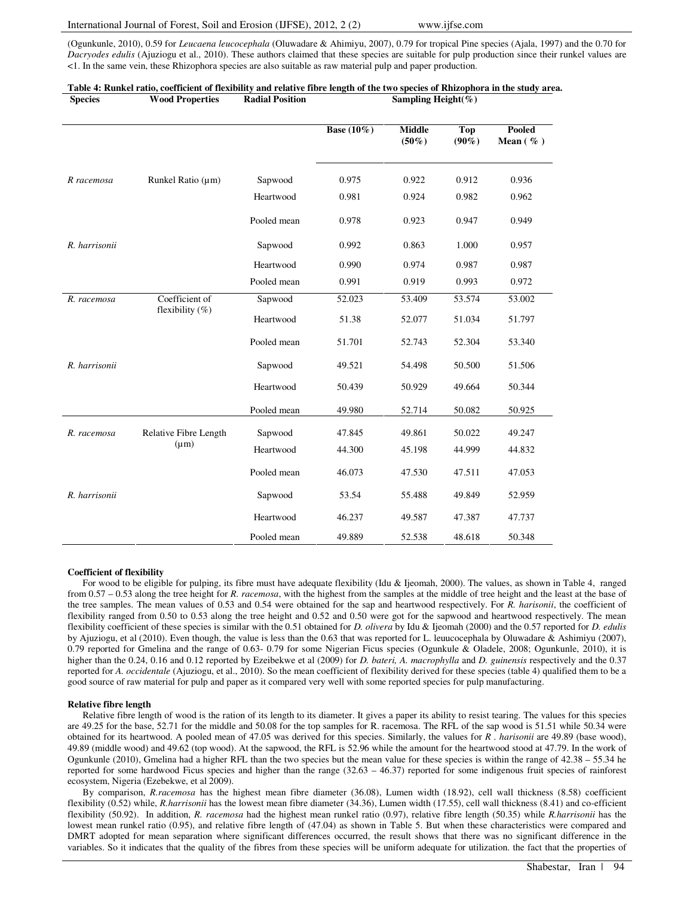(Ogunkunle, 2010), 0.59 for *Leucaena leucocephala* (Oluwadare & Ahimiyu, 2007), 0.79 for tropical Pine species (Ajala, 1997) and the 0.70 for *Dacryodes edulis* (Ajuziogu et al., 2010). These authors claimed that these species are suitable for pulp production since their runkel values are <1. In the same vein, these Rhizophora species are also suitable as raw material pulp and paper production.

**Table 4: Runkel ratio, coefficient of flexibility and relative fibre length of the two species of Rhizophora in the study area.**

| Species | Wood Properties | Radial Position | Sampling Height(%) | | | |
|---|---|---|---|---|---|---|
| | | | Base (10%) | Middle (50%) | Top (90%) | Pooled Mean ( % ) |
| *R racemosa* | Runkel Ratio (µm) | Sapwood | 0.975 | 0.922 | 0.912 | 0.936 |
| | | Heartwood | 0.981 | 0.924 | 0.982 | 0.962 |
| | | Pooled mean | 0.978 | 0.923 | 0.947 | 0.949 |
| *R. harrisonii* | | Sapwood | 0.992 | 0.863 | 1.000 | 0.957 |
| | | Heartwood | 0.990 | 0.974 | 0.987 | 0.987 |
| | | Pooled mean | 0.991 | 0.919 | 0.993 | 0.972 |
| *R. racemosa* | Coefficient of flexibility (%) | Sapwood | 52.023 | 53.409 | 53.574 | 53.002 |
| | | Heartwood | 51.38 | 52.077 | 51.034 | 51.797 |
| | | Pooled mean | 51.701 | 52.743 | 52.304 | 53.340 |
| *R. harrisonii* | | Sapwood | 49.521 | 54.498 | 50.500 | 51.506 |
| | | Heartwood | 50.439 | 50.929 | 49.664 | 50.344 |
| | | Pooled mean | 49.980 | 52.714 | 50.082 | 50.925 |
| *R. racemosa* | Relative Fibre Length (µm) | Sapwood | 47.845 | 49.861 | 50.022 | 49.247 |
| | | Heartwood | 44.300 | 45.198 | 44.999 | 44.832 |
| | | Pooled mean | 46.073 | 47.530 | 47.511 | 47.053 |
| *R. harrisonii* | | Sapwood | 53.54 | 55.488 | 49.849 | 52.959 |
| | | Heartwood | 46.237 | 49.587 | 47.387 | 47.737 |
| | | Pooled mean | 49.889 | 52.538 | 48.618 | 50.348 |

**Coefficient of flexibility**

For wood to be eligible for pulping, its fibre must have adequate flexibility (Idu & Ijeomah, 2000). The values, as shown in Table 4, ranged from 0.57 – 0.53 along the tree height for *R. racemosa*, with the highest from the samples at the middle of tree height and the least at the base of the tree samples. The mean values of 0.53 and 0.54 were obtained for the sap and heartwood respectively. For *R. harisonii*, the coefficient of flexibility ranged from 0.50 to 0.53 along the tree height and 0.52 and 0.50 were got for the sapwood and heartwood respectively. The mean flexibility coefficient of these species is similar with the 0.51 obtained for *D. olivera* by Idu & Ijeomah (2000) and the 0.57 reported for *D. edulis* by Ajuziogu, et al (2010). Even though, the value is less than the 0.63 that was reported for L. leuucocephala by Oluwadare & Ashimiyu (2007), 0.79 reported for Gmelina and the range of 0.63- 0.79 for some Nigerian Ficus species (Ogunkule & Oladele, 2008; Ogunkunle, 2010), it is higher than the 0.24, 0.16 and 0.12 reported by Ezeibekwe et al (2009) for *D. bateri, A. macrophylla* and *D. guinensis* respectively and the 0.37 reported for *A. occidentale* (Ajuziogu, et al., 2010). So the mean coefficient of flexibility derived for these species (table 4) qualified them to be a good source of raw material for pulp and paper as it compared very well with some reported species for pulp manufacturing.

**Relative fibre length**

Relative fibre length of wood is the ration of its length to its diameter. It gives a paper its ability to resist tearing. The values for this species are 49.25 for the base, 52.71 for the middle and 50.08 for the top samples for R. racemosa. The RFL of the sap wood is 51.51 while 50.34 were obtained for its heartwood. A pooled mean of 47.05 was derived for this species. Similarly, the values for *R . harisonii* are 49.89 (base wood), 49.89 (middle wood) and 49.62 (top wood). At the sapwood, the RFL is 52.96 while the amount for the heartwood stood at 47.79. In the work of Ogunkunle (2010), Gmelina had a higher RFL than the two species but the mean value for these species is within the range of 42.38 – 55.34 he reported for some hardwood Ficus species and higher than the range (32.63 – 46.37) reported for some indigenous fruit species of rainforest ecosystem, Nigeria (Ezebekwe, et al 2009).

By comparison, *R.racemosa* has the highest mean fibre diameter (36.08), Lumen width (18.92), cell wall thickness (8.58) coefficient flexibility (0.52) while, *R.harrisonii* has the lowest mean fibre diameter (34.36), Lumen width (17.55), cell wall thickness (8.41) and co-efficient flexibility (50.92). In addition, *R. racemosa* had the highest mean runkel ratio (0.97), relative fibre length (50.35) while *R.harrisonii* has the lowest mean runkel ratio (0.95), and relative fibre length of (47.04) as shown in Table 5. But when these characteristics were compared and DMRT adopted for mean separation where significant differences occurred, the result shows that there was no significant difference in the variables. So it indicates that the quality of the fibres from these species will be uniform adequate for utilization. the fact that the properties of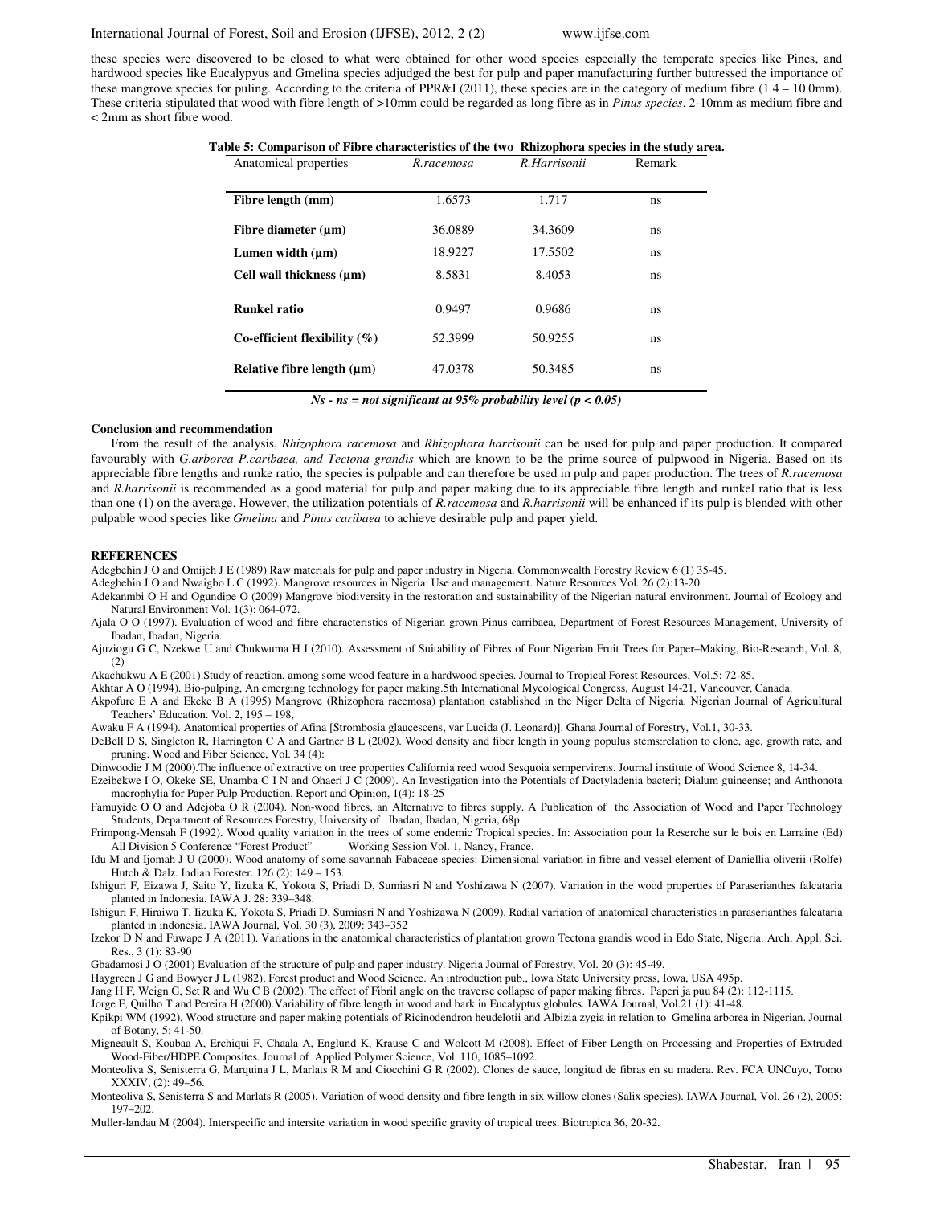these species were discovered to be closed to what were obtained for other wood species especially the temperate species like Pines, and hardwood species like Eucalypyus and Gmelina species adjudged the best for pulp and paper manufacturing further buttressed the importance of these mangrove species for puling. According to the criteria of PPR&I (2011), these species are in the category of medium fibre (1.4 – 10.0mm). These criteria stipulated that wood with fibre length of >10mm could be regarded as long fibre as in *Pinus species*, 2-10mm as medium fibre and < 2mm as short fibre wood.

**Table 5: Comparison of Fibre characteristics of the two Rhizophora species in the study area.**

| Anatomical properties | *R.racemosa* | *R.Harrisonii* | Remark |
|---|---|---|---|
| **Fibre length (mm)** | 1.6573 | 1.717 | ns |
| **Fibre diameter (µm)** | 36.0889 | 34.3609 | ns |
| **Lumen width (µm)** | 18.9227 | 17.5502 | ns |
| **Cell wall thickness (µm)** | 8.5831 | 8.4053 | ns |
| **Runkel ratio** | 0.9497 | 0.9686 | ns |
| **Co-efficient flexibility (%)** | 52.3999 | 50.9255 | ns |
| **Relative fibre length (µm)** | 47.0378 | 50.3485 | ns |

***Ns - ns = not significant at 95% probability level (p < 0.05)***

**Conclusion and recommendation**

From the result of the analysis, *Rhizophora racemosa* and *Rhizophora harrisonii* can be used for pulp and paper production. It compared favourably with *G.arborea P.caribaea, and Tectona grandis* which are known to be the prime source of pulpwood in Nigeria. Based on its appreciable fibre lengths and runke ratio, the species is pulpable and can therefore be used in pulp and paper production. The trees of *R.racemosa* and *R.harrisonii* is recommended as a good material for pulp and paper making due to its appreciable fibre length and runkel ratio that is less than one (1) on the average. However, the utilization potentials of *R.racemosa* and *R.harrisonii* will be enhanced if its pulp is blended with other pulpable wood species like *Gmelina* and *Pinus caribaea* to achieve desirable pulp and paper yield.

**REFERENCES**

Adegbehin J O and Omijeh J E (1989) Raw materials for pulp and paper industry in Nigeria. Commonwealth Forestry Review 6 (1) 35-45.

Adegbehin J O and Nwaigbo L C (1992). Mangrove resources in Nigeria: Use and management. Nature Resources Vol. 26 (2):13-20

Adekanmbi O H and Ogundipe O (2009) Mangrove biodiversity in the restoration and sustainability of the Nigerian natural environment. Journal of Ecology and Natural Environment Vol. 1(3): 064-072.

Ajala O O (1997). Evaluation of wood and fibre characteristics of Nigerian grown Pinus carribaea, Department of Forest Resources Management, University of Ibadan, Ibadan, Nigeria.

Ajuziogu G C, Nzekwe U and Chukwuma H I (2010). Assessment of Suitability of Fibres of Four Nigerian Fruit Trees for Paper–Making, Bio-Research, Vol. 8, (2)

Akachukwu A E (2001).Study of reaction, among some wood feature in a hardwood species. Journal to Tropical Forest Resources, Vol.5: 72-85.

Akhtar A O (1994). Bio-pulping, An emerging technology for paper making.5th International Mycological Congress, August 14-21, Vancouver, Canada.

Akpofure E A and Ekeke B A (1995) Mangrove (Rhizophora racemosa) plantation established in the Niger Delta of Nigeria. Nigerian Journal of Agricultural Teachers' Education. Vol. 2, 195 – 198,

Awaku F A (1994). Anatomical properties of Afina [Strombosia glaucescens, var Lucida (J. Leonard)]. Ghana Journal of Forestry, Vol.1, 30-33.

DeBell D S, Singleton R, Harrington C A and Gartner B L (2002). Wood density and fiber length in young populus stems:relation to clone, age, growth rate, and pruning. Wood and Fiber Science, Vol. 34 (4):

Dinwoodie J M (2000).The influence of extractive on tree properties California reed wood Sesquoia sempervirens. Journal institute of Wood Science 8, 14-34.

Ezeibekwe I O, Okeke SE, Unamba C I N and Ohaeri J C (2009). An Investigation into the Potentials of Dactyladenia bacteri; Dialum guineense; and Anthonota macrophylia for Paper Pulp Production. Report and Opinion, 1(4): 18-25

Famuyide O O and Adejoba O R (2004). Non-wood fibres, an Alternative to fibres supply. A Publication of the Association of Wood and Paper Technology Students, Department of Resources Forestry, University of Ibadan, Ibadan, Nigeria, 68p.

Frimpong-Mensah F (1992). Wood quality variation in the trees of some endemic Tropical species. In: Association pour la Reserche sur le bois en Larraine (Ed) All Division 5 Conference "Forest Product" Working Session Vol. 1, Nancy, France.

Idu M and Ijomah J U (2000). Wood anatomy of some savannah Fabaceae species: Dimensional variation in fibre and vessel element of Daniellia oliverii (Rolfe) Hutch & Dalz. Indian Forester. 126 (2): 149 – 153.

Ishiguri F, Eizawa J, Saito Y, Iizuka K, Yokota S, Priadi D, Sumiasri N and Yoshizawa N (2007). Variation in the wood properties of Paraserianthes falcataria planted in Indonesia. IAWA J. 28: 339–348.

Ishiguri F, Hiraiwa T, Iizuka K, Yokota S, Priadi D, Sumiasri N and Yoshizawa N (2009). Radial variation of anatomical characteristics in paraserianthes falcataria planted in indonesia. IAWA Journal, Vol. 30 (3), 2009: 343–352

Izekor D N and Fuwape J A (2011). Variations in the anatomical characteristics of plantation grown Tectona grandis wood in Edo State, Nigeria. Arch. Appl. Sci. Res., 3 (1): 83-90

Gbadamosi J O (2001) Evaluation of the structure of pulp and paper industry. Nigeria Journal of Forestry, Vol. 20 (3): 45-49.

Haygreen J G and Bowyer J L (1982). Forest product and Wood Science. An introduction pub., Iowa State University press, Iowa, USA 495p.

Jang H F, Weign G, Set R and Wu C B (2002). The effect of Fibril angle on the traverse collapse of paper making fibres. Paperi ja puu 84 (2): 112-1115.

Jorge F, Quilho T and Pereira H (2000).Variability of fibre length in wood and bark in Eucalyptus globules. IAWA Journal, Vol.21 (1): 41-48.

Kpikpi WM (1992). Wood structure and paper making potentials of Ricinodendron heudelotii and Albizia zygia in relation to Gmelina arborea in Nigerian. Journal of Botany, 5: 41-50.

Migneault S, Koubaa A, Erchiqui F, Chaala A, Englund K, Krause C and Wolcott M (2008). Effect of Fiber Length on Processing and Properties of Extruded Wood-Fiber/HDPE Composites. Journal of Applied Polymer Science, Vol. 110, 1085–1092.

Monteoliva S, Senisterra G, Marquina J L, Marlats R M and Ciocchini G R (2002). Clones de sauce, longitud de fibras en su madera. Rev. FCA UNCuyo, Tomo XXXIV, (2): 49–56.

Monteoliva S, Senisterra S and Marlats R (2005). Variation of wood density and fibre length in six willow clones (Salix species). IAWA Journal, Vol. 26 (2), 2005: 197–202.

Muller-landau M (2004). Interspecific and intersite variation in wood specific gravity of tropical trees. Biotropica 36, 20-32.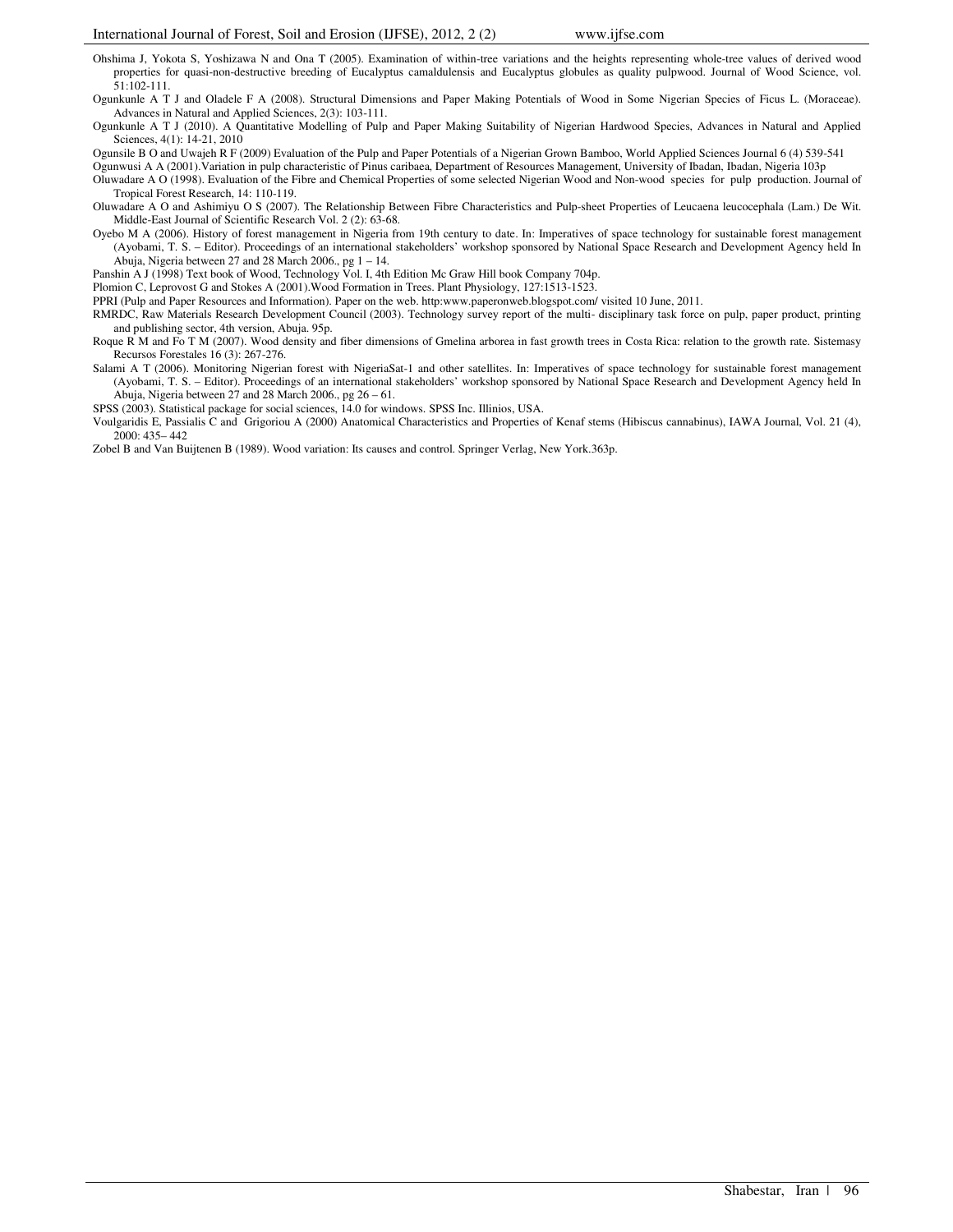Ohshima J, Yokota S, Yoshizawa N and Ona T (2005). Examination of within-tree variations and the heights representing whole-tree values of derived wood properties for quasi-non-destructive breeding of Eucalyptus camaldulensis and Eucalyptus globules as quality pulpwood. Journal of Wood Science, vol. 51:102-111.

Ogunkunle A T J and Oladele F A (2008). Structural Dimensions and Paper Making Potentials of Wood in Some Nigerian Species of Ficus L. (Moraceae). Advances in Natural and Applied Sciences, 2(3): 103-111.

Ogunkunle A T J (2010). A Quantitative Modelling of Pulp and Paper Making Suitability of Nigerian Hardwood Species, Advances in Natural and Applied Sciences, 4(1): 14-21, 2010

Ogunsile B O and Uwajeh R F (2009) Evaluation of the Pulp and Paper Potentials of a Nigerian Grown Bamboo, World Applied Sciences Journal 6 (4) 539-541

Ogunwusi A A (2001).Variation in pulp characteristic of Pinus caribaea, Department of Resources Management, University of Ibadan, Ibadan, Nigeria 103p

Oluwadare A O (1998). Evaluation of the Fibre and Chemical Properties of some selected Nigerian Wood and Non-wood species for pulp production. Journal of Tropical Forest Research, 14: 110-119.

Oluwadare A O and Ashimiyu O S (2007). The Relationship Between Fibre Characteristics and Pulp-sheet Properties of Leucaena leucocephala (Lam.) De Wit. Middle-East Journal of Scientific Research Vol. 2 (2): 63-68.

Oyebo M A (2006). History of forest management in Nigeria from 19th century to date. In: Imperatives of space technology for sustainable forest management (Ayobami, T. S. – Editor). Proceedings of an international stakeholders' workshop sponsored by National Space Research and Development Agency held In Abuja, Nigeria between 27 and 28 March 2006., pg 1 – 14.

Panshin A J (1998) Text book of Wood, Technology Vol. I, 4th Edition Mc Graw Hill book Company 704p.

Plomion C, Leprovost G and Stokes A (2001).Wood Formation in Trees. Plant Physiology, 127:1513-1523.

PPRI (Pulp and Paper Resources and Information). Paper on the web. http:www.paperonweb.blogspot.com/ visited 10 June, 2011.

RMRDC, Raw Materials Research Development Council (2003). Technology survey report of the multi- disciplinary task force on pulp, paper product, printing and publishing sector, 4th version, Abuja. 95p.

Roque R M and Fo T M (2007). Wood density and fiber dimensions of Gmelina arborea in fast growth trees in Costa Rica: relation to the growth rate. Sistemasy Recursos Forestales 16 (3): 267-276.

Salami A T (2006). Monitoring Nigerian forest with NigeriaSat-1 and other satellites. In: Imperatives of space technology for sustainable forest management (Ayobami, T. S. – Editor). Proceedings of an international stakeholders' workshop sponsored by National Space Research and Development Agency held In Abuja, Nigeria between 27 and 28 March 2006., pg 26 – 61.

SPSS (2003). Statistical package for social sciences, 14.0 for windows. SPSS Inc. Illinios, USA.

Voulgaridis E, Passialis C and Grigoriou A (2000) Anatomical Characteristics and Properties of Kenaf stems (Hibiscus cannabinus), IAWA Journal, Vol. 21 (4), 2000: 435– 442

Zobel B and Van Buijtenen B (1989). Wood variation: Its causes and control. Springer Verlag, New York.363p.